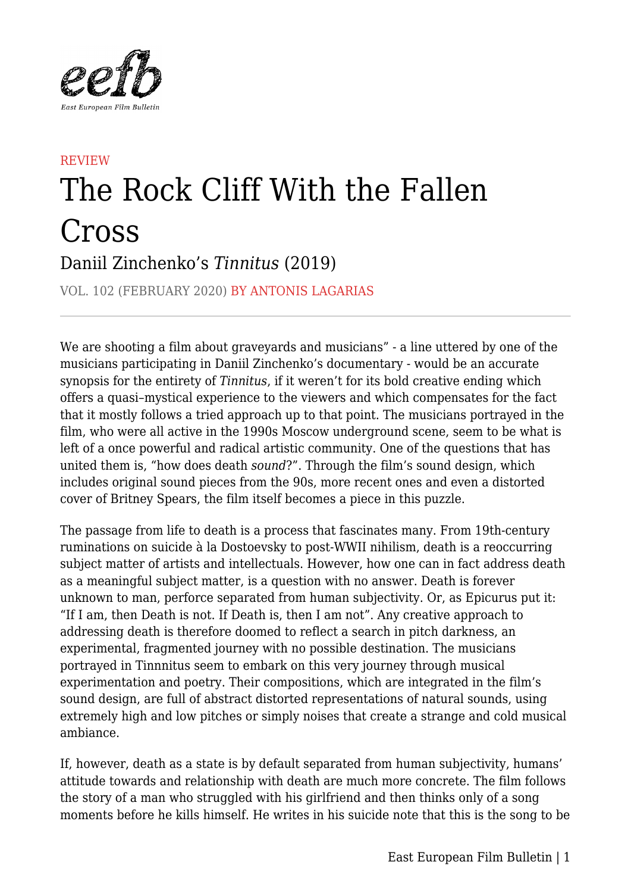REVIEW

# The Rock Cliff With the Fallen Cross

## Daniil Zinchenko's *Tinnitus* (2019)

VOL. 102 (FEBRUARY 2020) BY ANTONIS LAGARIAS

---

We are shooting a film about graveyards and musicians" - a line uttered by one of the musicians participating in Daniil Zinchenko's documentary - would be an accurate synopsis for the entirety of *Tinnitus*, if it weren't for its bold creative ending which offers a quasi–mystical experience to the viewers and which compensates for the fact that it mostly follows a tried approach up to that point. The musicians portrayed in the film, who were all active in the 1990s Moscow underground scene, seem to be what is left of a once powerful and radical artistic community. One of the questions that has united them is, "how does death *sound*?". Through the film's sound design, which includes original sound pieces from the 90s, more recent ones and even a distorted cover of Britney Spears, the film itself becomes a piece in this puzzle.

The passage from life to death is a process that fascinates many. From 19th-century ruminations on suicide à la Dostoevsky to post-WWII nihilism, death is a reoccurring subject matter of artists and intellectuals. However, how one can in fact address death as a meaningful subject matter, is a question with no answer. Death is forever unknown to man, perforce separated from human subjectivity. Or, as Epicurus put it: "If I am, then Death is not. If Death is, then I am not". Any creative approach to addressing death is therefore doomed to reflect a search in pitch darkness, an experimental, fragmented journey with no possible destination. The musicians portrayed in Tinnnitus seem to embark on this very journey through musical experimentation and poetry. Their compositions, which are integrated in the film's sound design, are full of abstract distorted representations of natural sounds, using extremely high and low pitches or simply noises that create a strange and cold musical ambiance.

If, however, death as a state is by default separated from human subjectivity, humans' attitude towards and relationship with death are much more concrete. The film follows the story of a man who struggled with his girlfriend and then thinks only of a song moments before he kills himself. He writes in his suicide note that this is the song to be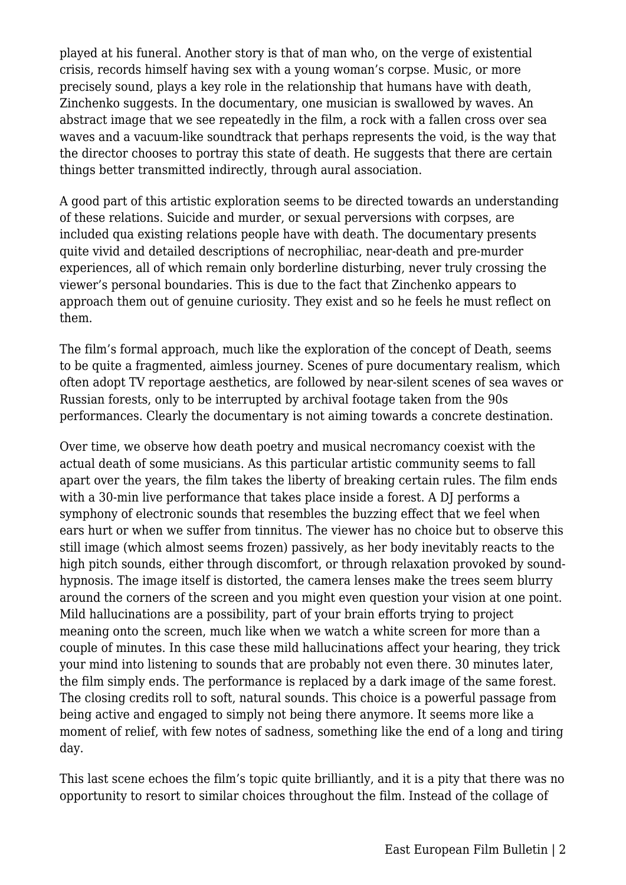played at his funeral. Another story is that of man who, on the verge of existential crisis, records himself having sex with a young woman's corpse. Music, or more precisely sound, plays a key role in the relationship that humans have with death, Zinchenko suggests. In the documentary, one musician is swallowed by waves. An abstract image that we see repeatedly in the film, a rock with a fallen cross over sea waves and a vacuum-like soundtrack that perhaps represents the void, is the way that the director chooses to portray this state of death. He suggests that there are certain things better transmitted indirectly, through aural association.

A good part of this artistic exploration seems to be directed towards an understanding of these relations. Suicide and murder, or sexual perversions with corpses, are included qua existing relations people have with death. The documentary presents quite vivid and detailed descriptions of necrophiliac, near-death and pre-murder experiences, all of which remain only borderline disturbing, never truly crossing the viewer's personal boundaries. This is due to the fact that Zinchenko appears to approach them out of genuine curiosity. They exist and so he feels he must reflect on them.

The film's formal approach, much like the exploration of the concept of Death, seems to be quite a fragmented, aimless journey. Scenes of pure documentary realism, which often adopt TV reportage aesthetics, are followed by near-silent scenes of sea waves or Russian forests, only to be interrupted by archival footage taken from the 90s performances. Clearly the documentary is not aiming towards a concrete destination.

Over time, we observe how death poetry and musical necromancy coexist with the actual death of some musicians. As this particular artistic community seems to fall apart over the years, the film takes the liberty of breaking certain rules. The film ends with a 30-min live performance that takes place inside a forest. A DJ performs a symphony of electronic sounds that resembles the buzzing effect that we feel when ears hurt or when we suffer from tinnitus. The viewer has no choice but to observe this still image (which almost seems frozen) passively, as her body inevitably reacts to the high pitch sounds, either through discomfort, or through relaxation provoked by sound-hypnosis. The image itself is distorted, the camera lenses make the trees seem blurry around the corners of the screen and you might even question your vision at one point. Mild hallucinations are a possibility, part of your brain efforts trying to project meaning onto the screen, much like when we watch a white screen for more than a couple of minutes. In this case these mild hallucinations affect your hearing, they trick your mind into listening to sounds that are probably not even there. 30 minutes later, the film simply ends. The performance is replaced by a dark image of the same forest. The closing credits roll to soft, natural sounds. This choice is a powerful passage from being active and engaged to simply not being there anymore. It seems more like a moment of relief, with few notes of sadness, something like the end of a long and tiring day.

This last scene echoes the film's topic quite brilliantly, and it is a pity that there was no opportunity to resort to similar choices throughout the film. Instead of the collage of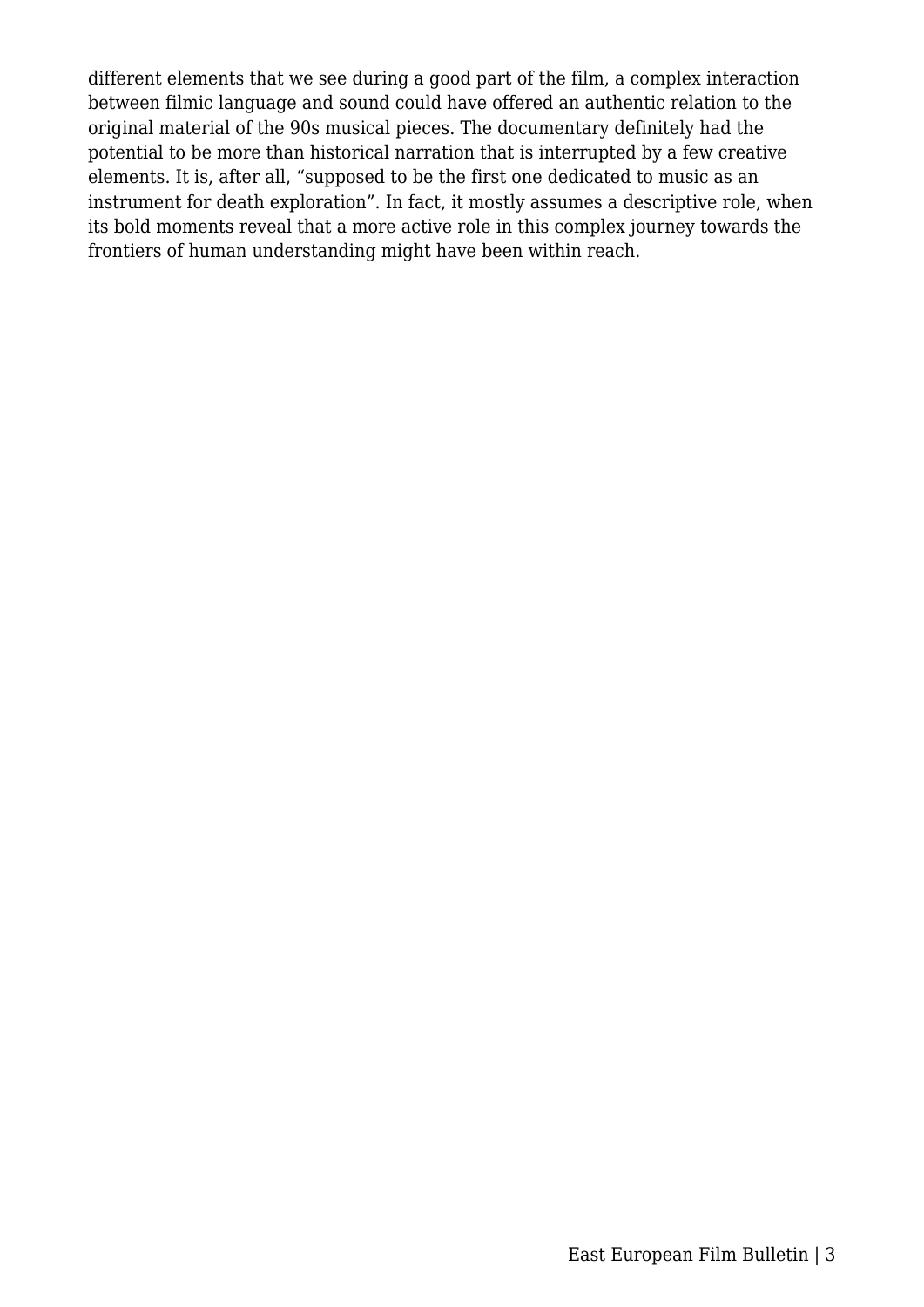different elements that we see during a good part of the film, a complex interaction between filmic language and sound could have offered an authentic relation to the original material of the 90s musical pieces. The documentary definitely had the potential to be more than historical narration that is interrupted by a few creative elements. It is, after all, "supposed to be the first one dedicated to music as an instrument for death exploration". In fact, it mostly assumes a descriptive role, when its bold moments reveal that a more active role in this complex journey towards the frontiers of human understanding might have been within reach.